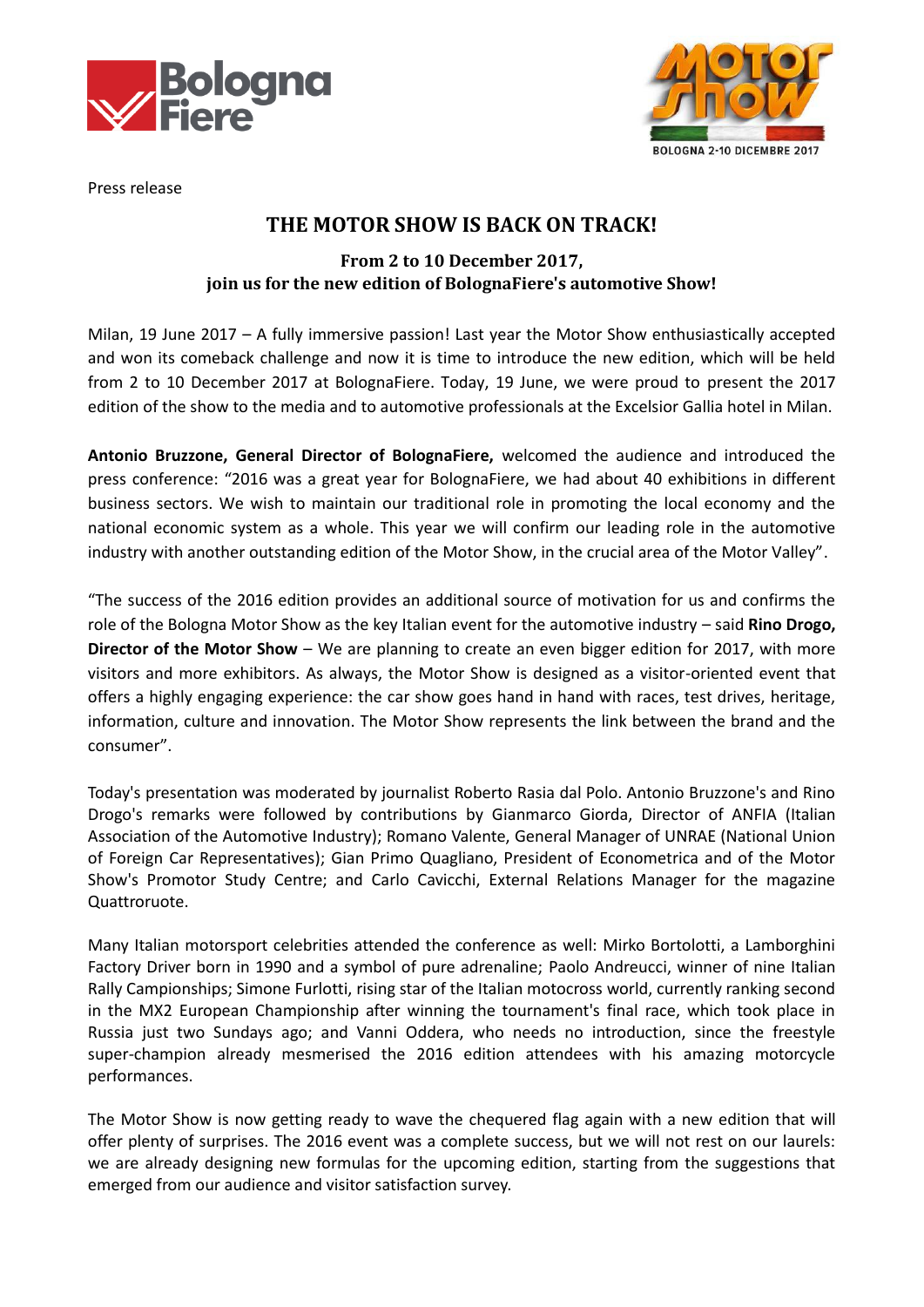Press release

# THE MOTOR SHOW IS BACK ON TRACK!

### From 2 to 10 December 2017, join us for the new edition of BolognaFiere's automotive Show!

Milan, 19 June 2017 – A fully immersive passion! Last year the Motor Show enthusiastically accepted and won its comeback challenge and now it is time to introduce the new edition, which will be held from 2 to 10 December 2017 at BolognaFiere. Today, 19 June, we were proud to present the 2017 edition of the show to the media and to automotive professionals at the Excelsior Gallia hotel in Milan.

**Antonio Bruzzone, General Director of BolognaFiere,** welcomed the audience and introduced the press conference: "2016 was a great year for BolognaFiere, we had about 40 exhibitions in different business sectors. We wish to maintain our traditional role in promoting the local economy and the national economic system as a whole. This year we will confirm our leading role in the automotive industry with another outstanding edition of the Motor Show, in the crucial area of the Motor Valley".

"The success of the 2016 edition provides an additional source of motivation for us and confirms the role of the Bologna Motor Show as the key Italian event for the automotive industry – said **Rino Drogo, Director of the Motor Show** – We are planning to create an even bigger edition for 2017, with more visitors and more exhibitors. As always, the Motor Show is designed as a visitor-oriented event that offers a highly engaging experience: the car show goes hand in hand with races, test drives, heritage, information, culture and innovation. The Motor Show represents the link between the brand and the consumer".

Today's presentation was moderated by journalist Roberto Rasia dal Polo. Antonio Bruzzone's and Rino Drogo's remarks were followed by contributions by Gianmarco Giorda, Director of ANFIA (Italian Association of the Automotive Industry); Romano Valente, General Manager of UNRAE (National Union of Foreign Car Representatives); Gian Primo Quagliano, President of Econometrica and of the Motor Show's Promotor Study Centre; and Carlo Cavicchi, External Relations Manager for the magazine Quattroruote.

Many Italian motorsport celebrities attended the conference as well: Mirko Bortolotti, a Lamborghini Factory Driver born in 1990 and a symbol of pure adrenaline; Paolo Andreucci, winner of nine Italian Rally Campionships; Simone Furlotti, rising star of the Italian motocross world, currently ranking second in the MX2 European Championship after winning the tournament's final race, which took place in Russia just two Sundays ago; and Vanni Oddera, who needs no introduction, since the freestyle super-champion already mesmerised the 2016 edition attendees with his amazing motorcycle performances.

The Motor Show is now getting ready to wave the chequered flag again with a new edition that will offer plenty of surprises. The 2016 event was a complete success, but we will not rest on our laurels: we are already designing new formulas for the upcoming edition, starting from the suggestions that emerged from our audience and visitor satisfaction survey.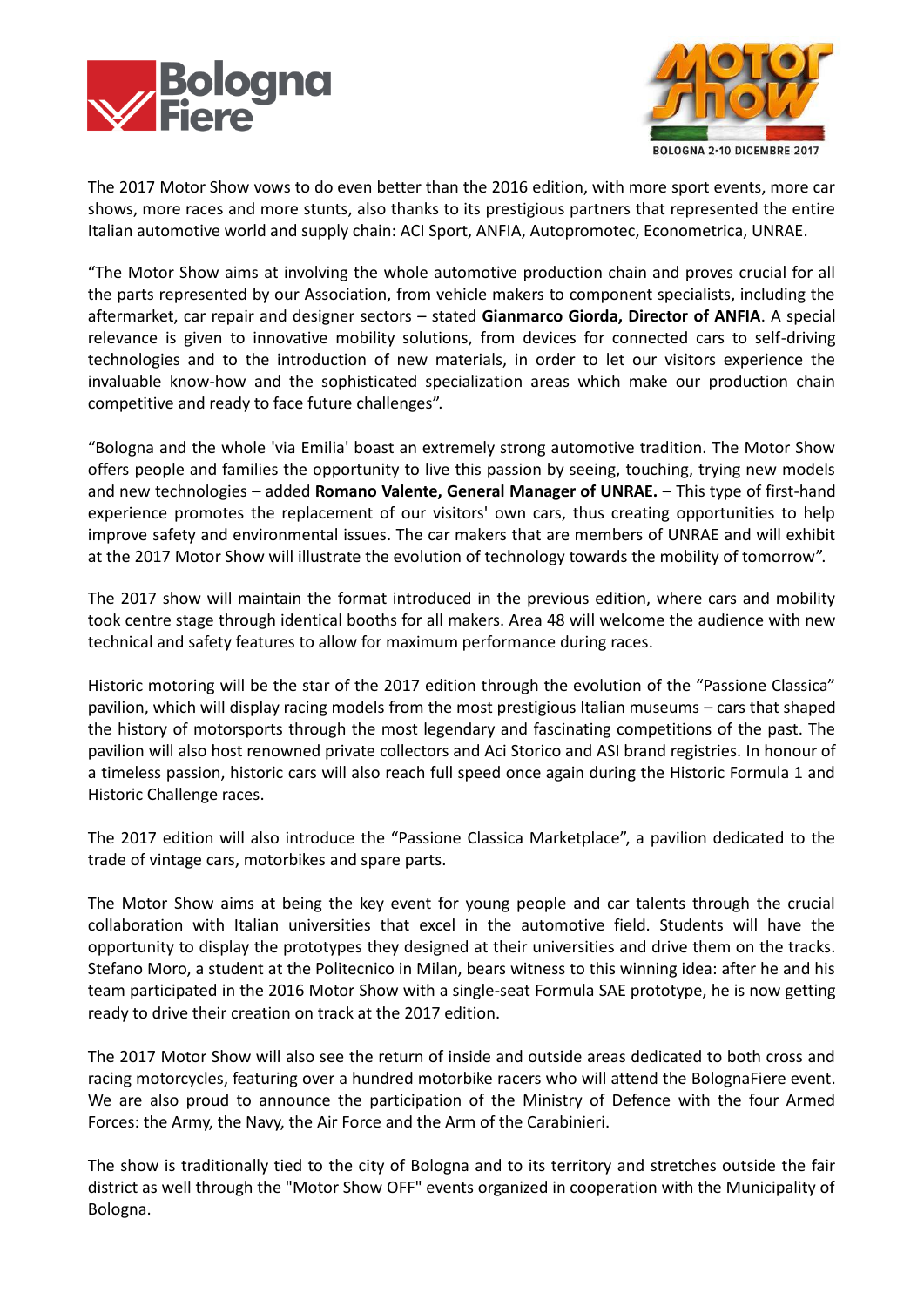The 2017 Motor Show vows to do even better than the 2016 edition, with more sport events, more car shows, more races and more stunts, also thanks to its prestigious partners that represented the entire Italian automotive world and supply chain: ACI Sport, ANFIA, Autopromotec, Econometrica, UNRAE.

"The Motor Show aims at involving the whole automotive production chain and proves crucial for all the parts represented by our Association, from vehicle makers to component specialists, including the aftermarket, car repair and designer sectors – stated **Gianmarco Giorda, Director of ANFIA**. A special relevance is given to innovative mobility solutions, from devices for connected cars to self-driving technologies and to the introduction of new materials, in order to let our visitors experience the invaluable know-how and the sophisticated specialization areas which make our production chain competitive and ready to face future challenges".

"Bologna and the whole 'via Emilia' boast an extremely strong automotive tradition. The Motor Show offers people and families the opportunity to live this passion by seeing, touching, trying new models and new technologies – added **Romano Valente, General Manager of UNRAE.** – This type of first-hand experience promotes the replacement of our visitors' own cars, thus creating opportunities to help improve safety and environmental issues. The car makers that are members of UNRAE and will exhibit at the 2017 Motor Show will illustrate the evolution of technology towards the mobility of tomorrow".

The 2017 show will maintain the format introduced in the previous edition, where cars and mobility took centre stage through identical booths for all makers. Area 48 will welcome the audience with new technical and safety features to allow for maximum performance during races.

Historic motoring will be the star of the 2017 edition through the evolution of the "Passione Classica" pavilion, which will display racing models from the most prestigious Italian museums – cars that shaped the history of motorsports through the most legendary and fascinating competitions of the past. The pavilion will also host renowned private collectors and Aci Storico and ASI brand registries. In honour of a timeless passion, historic cars will also reach full speed once again during the Historic Formula 1 and Historic Challenge races.

The 2017 edition will also introduce the "Passione Classica Marketplace", a pavilion dedicated to the trade of vintage cars, motorbikes and spare parts.

The Motor Show aims at being the key event for young people and car talents through the crucial collaboration with Italian universities that excel in the automotive field. Students will have the opportunity to display the prototypes they designed at their universities and drive them on the tracks. Stefano Moro, a student at the Politecnico in Milan, bears witness to this winning idea: after he and his team participated in the 2016 Motor Show with a single-seat Formula SAE prototype, he is now getting ready to drive their creation on track at the 2017 edition.

The 2017 Motor Show will also see the return of inside and outside areas dedicated to both cross and racing motorcycles, featuring over a hundred motorbike racers who will attend the BolognaFiere event. We are also proud to announce the participation of the Ministry of Defence with the four Armed Forces: the Army, the Navy, the Air Force and the Arm of the Carabinieri.

The show is traditionally tied to the city of Bologna and to its territory and stretches outside the fair district as well through the "Motor Show OFF" events organized in cooperation with the Municipality of Bologna.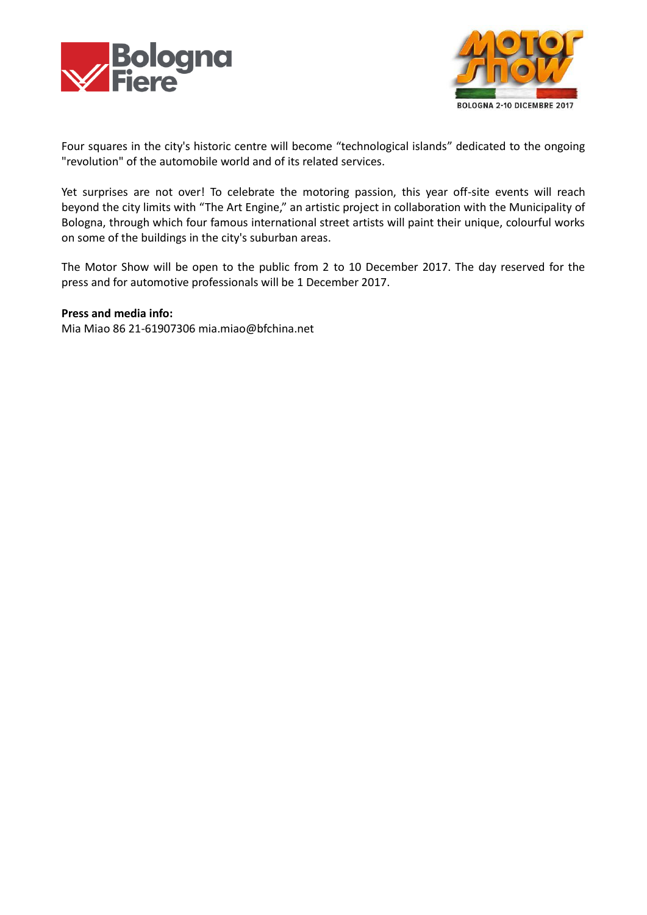Four squares in the city's historic centre will become “technological islands” dedicated to the ongoing "revolution" of the automobile world and of its related services.

Yet surprises are not over! To celebrate the motoring passion, this year off-site events will reach beyond the city limits with “The Art Engine,” an artistic project in collaboration with the Municipality of Bologna, through which four famous international street artists will paint their unique, colourful works on some of the buildings in the city's suburban areas.

The Motor Show will be open to the public from 2 to 10 December 2017. The day reserved for the press and for automotive professionals will be 1 December 2017.

**Press and media info:**
Mia Miao 86 21-61907306 mia.miao@bfchina.net